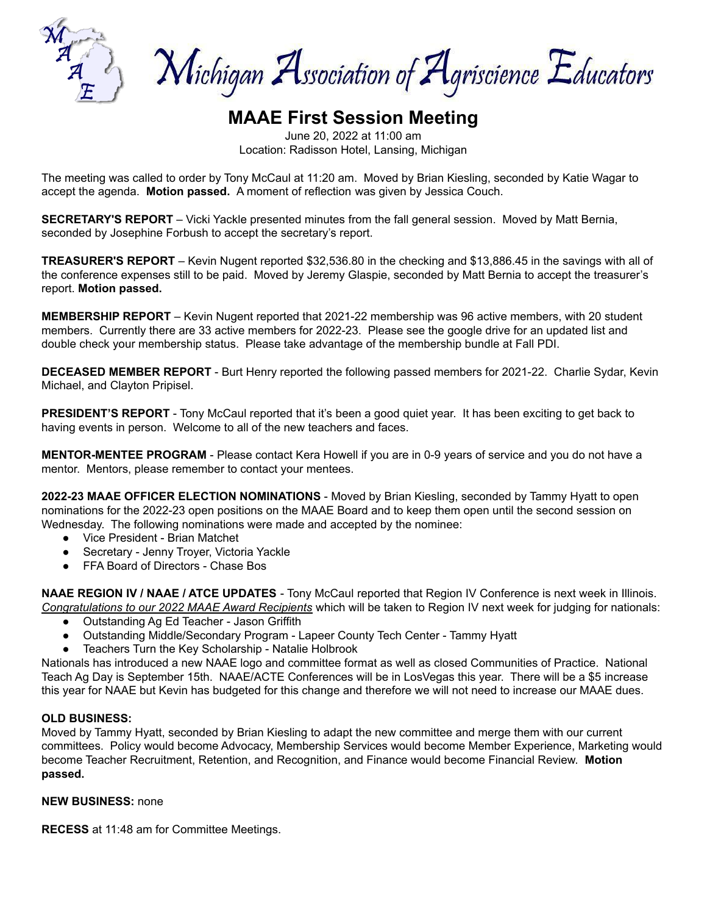# Michigan Association of Agriscience Educators

## MAAE First Session Meeting

June 20, 2022 at 11:00 am
Location: Radisson Hotel, Lansing, Michigan

The meeting was called to order by Tony McCaul at 11:20 am. Moved by Brian Kiesling, seconded by Katie Wagar to accept the agenda. **Motion passed.** A moment of reflection was given by Jessica Couch.

**SECRETARY'S REPORT** – Vicki Yackle presented minutes from the fall general session. Moved by Matt Bernia, seconded by Josephine Forbush to accept the secretary's report.

**TREASURER'S REPORT** – Kevin Nugent reported $32,536.80 in the checking and $13,886.45 in the savings with all of the conference expenses still to be paid. Moved by Jeremy Glaspie, seconded by Matt Bernia to accept the treasurer's report. **Motion passed.**

**MEMBERSHIP REPORT** – Kevin Nugent reported that 2021-22 membership was 96 active members, with 20 student members. Currently there are 33 active members for 2022-23. Please see the google drive for an updated list and double check your membership status. Please take advantage of the membership bundle at Fall PDI.

**DECEASED MEMBER REPORT** - Burt Henry reported the following passed members for 2021-22. Charlie Sydar, Kevin Michael, and Clayton Pripisel.

**PRESIDENT'S REPORT** - Tony McCaul reported that it's been a good quiet year. It has been exciting to get back to having events in person. Welcome to all of the new teachers and faces.

**MENTOR-MENTEE PROGRAM** - Please contact Kera Howell if you are in 0-9 years of service and you do not have a mentor. Mentors, please remember to contact your mentees.

**2022-23 MAAE OFFICER ELECTION NOMINATIONS** - Moved by Brian Kiesling, seconded by Tammy Hyatt to open nominations for the 2022-23 open positions on the MAAE Board and to keep them open until the second session on Wednesday. The following nominations were made and accepted by the nominee:

- Vice President - Brian Matchet
- Secretary - Jenny Troyer, Victoria Yackle
- FFA Board of Directors - Chase Bos

**NAAE REGION IV / NAAE / ATCE UPDATES** - Tony McCaul reported that Region IV Conference is next week in Illinois. *Congratulations to our 2022 MAAE Award Recipients* which will be taken to Region IV next week for judging for nationals:

- Outstanding Ag Ed Teacher - Jason Griffith
- Outstanding Middle/Secondary Program - Lapeer County Tech Center - Tammy Hyatt
- Teachers Turn the Key Scholarship - Natalie Holbrook

Nationals has introduced a new NAAE logo and committee format as well as closed Communities of Practice. National Teach Ag Day is September 15th. NAAE/ACTE Conferences will be in LosVegas this year. There will be a $5 increase this year for NAAE but Kevin has budgeted for this change and therefore we will not need to increase our MAAE dues.

**OLD BUSINESS:**

Moved by Tammy Hyatt, seconded by Brian Kiesling to adapt the new committee and merge them with our current committees. Policy would become Advocacy, Membership Services would become Member Experience, Marketing would become Teacher Recruitment, Retention, and Recognition, and Finance would become Financial Review. **Motion passed.**

**NEW BUSINESS:** none

**RECESS** at 11:48 am for Committee Meetings.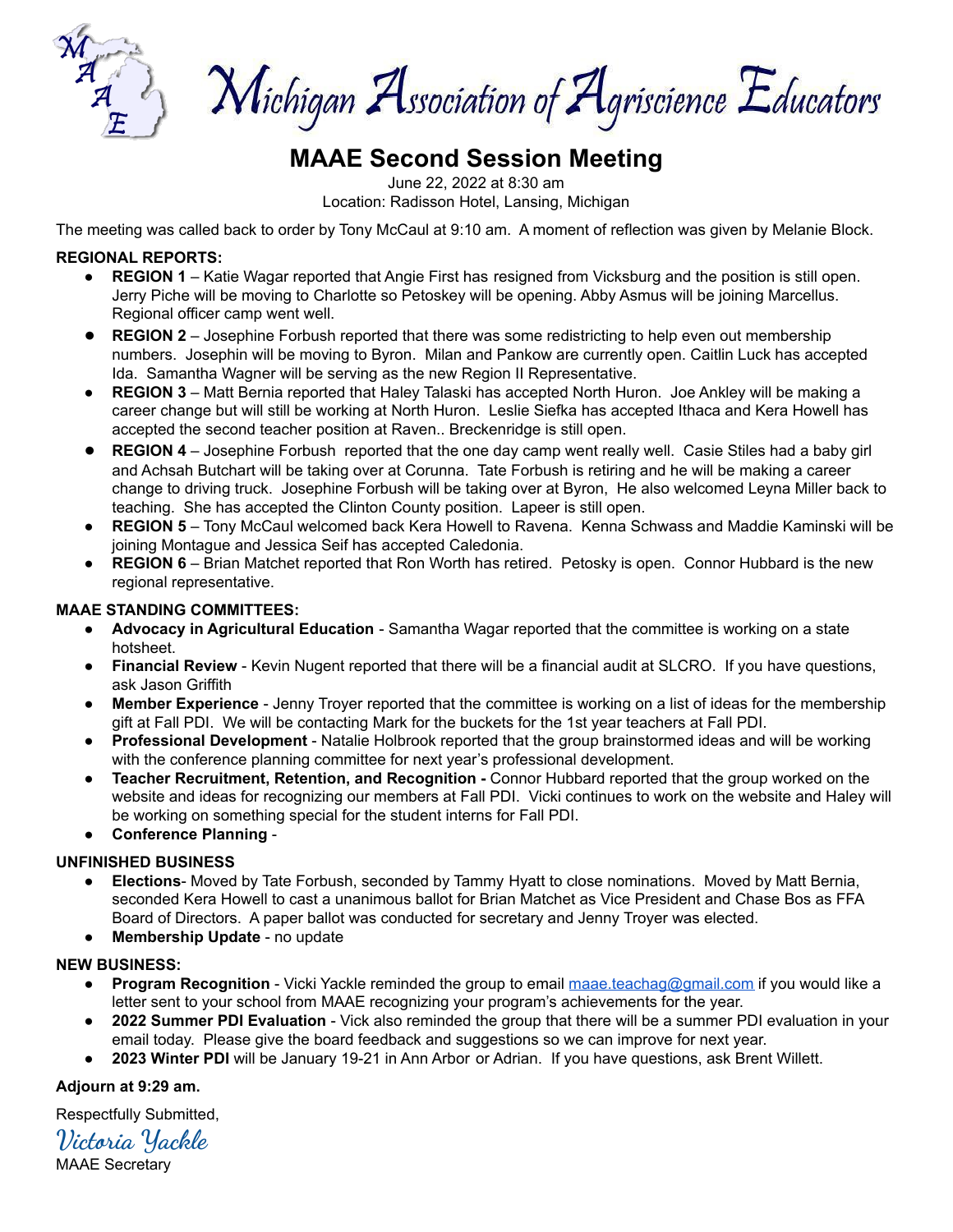# Michigan Association of Agriscience Educators

## MAAE Second Session Meeting

June 22, 2022 at 8:30 am
Location: Radisson Hotel, Lansing, Michigan

The meeting was called back to order by Tony McCaul at 9:10 am. A moment of reflection was given by Melanie Block.

**REGIONAL REPORTS:**

- **REGION 1** – Katie Wagar reported that Angie First has resigned from Vicksburg and the position is still open. Jerry Piche will be moving to Charlotte so Petoskey will be opening. Abby Asmus will be joining Marcellus. Regional officer camp went well.
- **REGION 2** – Josephine Forbush reported that there was some redistricting to help even out membership numbers. Josephin will be moving to Byron. Milan and Pankow are currently open. Caitlin Luck has accepted Ida. Samantha Wagner will be serving as the new Region II Representative.
- **REGION 3** – Matt Bernia reported that Haley Talaski has accepted North Huron. Joe Ankley will be making a career change but will still be working at North Huron. Leslie Siefka has accepted Ithaca and Kera Howell has accepted the second teacher position at Raven.. Breckenridge is still open.
- **REGION 4** – Josephine Forbush reported that the one day camp went really well. Casie Stiles had a baby girl and Achsah Butchart will be taking over at Corunna. Tate Forbush is retiring and he will be making a career change to driving truck. Josephine Forbush will be taking over at Byron, He also welcomed Leyna Miller back to teaching. She has accepted the Clinton County position. Lapeer is still open.
- **REGION 5** – Tony McCaul welcomed back Kera Howell to Ravena. Kenna Schwass and Maddie Kaminski will be joining Montague and Jessica Seif has accepted Caledonia.
- **REGION 6** – Brian Matchet reported that Ron Worth has retired. Petosky is open. Connor Hubbard is the new regional representative.

**MAAE STANDING COMMITTEES:**

- **Advocacy in Agricultural Education** - Samantha Wagar reported that the committee is working on a state hotsheet.
- **Financial Review** - Kevin Nugent reported that there will be a financial audit at SLCRO. If you have questions, ask Jason Griffith
- **Member Experience** - Jenny Troyer reported that the committee is working on a list of ideas for the membership gift at Fall PDI. We will be contacting Mark for the buckets for the 1st year teachers at Fall PDI.
- **Professional Development** - Natalie Holbrook reported that the group brainstormed ideas and will be working with the conference planning committee for next year's professional development.
- **Teacher Recruitment, Retention, and Recognition -** Connor Hubbard reported that the group worked on the website and ideas for recognizing our members at Fall PDI. Vicki continues to work on the website and Haley will be working on something special for the student interns for Fall PDI.
- **Conference Planning** -

**UNFINISHED BUSINESS**

- **Elections**- Moved by Tate Forbush, seconded by Tammy Hyatt to close nominations. Moved by Matt Bernia, seconded Kera Howell to cast a unanimous ballot for Brian Matchet as Vice President and Chase Bos as FFA Board of Directors. A paper ballot was conducted for secretary and Jenny Troyer was elected.
- **Membership Update** - no update

**NEW BUSINESS:**

- **Program Recognition** - Vicki Yackle reminded the group to email maae.teachag@gmail.com if you would like a letter sent to your school from MAAE recognizing your program's achievements for the year.
- **2022 Summer PDI Evaluation** - Vick also reminded the group that there will be a summer PDI evaluation in your email today. Please give the board feedback and suggestions so we can improve for next year.
- **2023 Winter PDI** will be January 19-21 in Ann Arbor or Adrian. If you have questions, ask Brent Willett.

**Adjourn at 9:29 am.**

Respectfully Submitted,

*Victoria Yackle*

MAAE Secretary